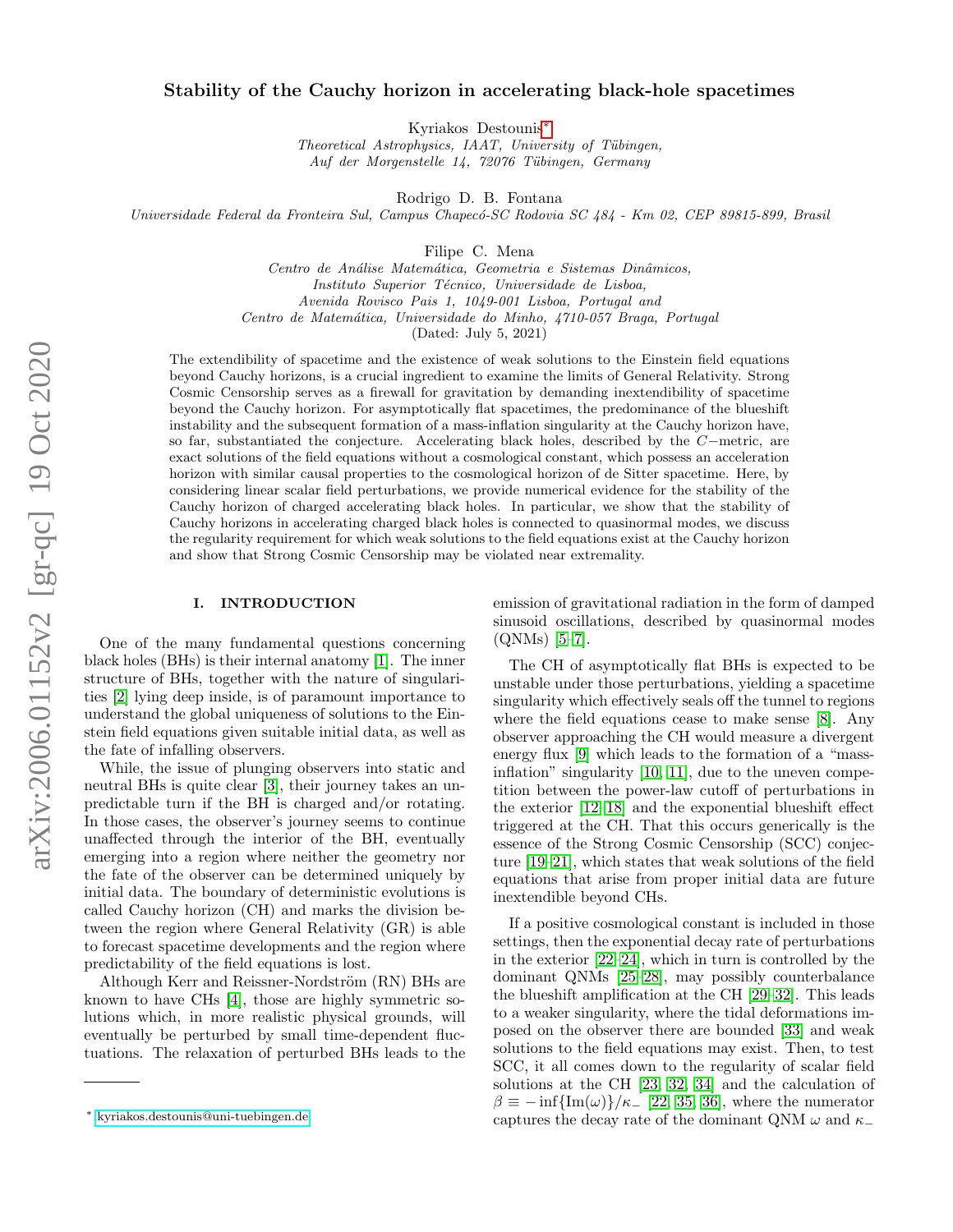# Stability of the Cauchy horizon in accelerating black-hole spacetimes

Kyriakos Destounis*

*Theoretical Astrophysics, IAAT, University of Tübingen, Auf der Morgenstelle 14, 72076 Tübingen, Germany*

Rodrigo D. B. Fontana

*Universidade Federal da Fronteira Sul, Campus Chapecó-SC Rodovia SC 484 - Km 02, CEP 89815-899, Brasil*

Filipe C. Mena

*Centro de Análise Matemática, Geometria e Sistemas Dinâmicos, Instituto Superior Técnico, Universidade de Lisboa, Avenida Rovisco Pais 1, 1049-001 Lisboa, Portugal and Centro de Matemática, Universidade do Minho, 4710-057 Braga, Portugal*

(Dated: July 5, 2021)

The extendibility of spacetime and the existence of weak solutions to the Einstein field equations beyond Cauchy horizons, is a crucial ingredient to examine the limits of General Relativity. Strong Cosmic Censorship serves as a firewall for gravitation by demanding inextendibility of spacetime beyond the Cauchy horizon. For asymptotically flat spacetimes, the predominance of the blueshift instability and the subsequent formation of a mass-inflation singularity at the Cauchy horizon have, so far, substantiated the conjecture. Accelerating black holes, described by the $C-$metric, are exact solutions of the field equations without a cosmological constant, which possess an acceleration horizon with similar causal properties to the cosmological horizon of de Sitter spacetime. Here, by considering linear scalar field perturbations, we provide numerical evidence for the stability of the Cauchy horizon of charged accelerating black holes. In particular, we show that the stability of Cauchy horizons in accelerating charged black holes is connected to quasinormal modes, we discuss the regularity requirement for which weak solutions to the field equations exist at the Cauchy horizon and show that Strong Cosmic Censorship may be violated near extremality.

## I. INTRODUCTION

One of the many fundamental questions concerning black holes (BHs) is their internal anatomy [1]. The inner structure of BHs, together with the nature of singularities [2] lying deep inside, is of paramount importance to understand the global uniqueness of solutions to the Einstein field equations given suitable initial data, as well as the fate of infalling observers.

While, the issue of plunging observers into static and neutral BHs is quite clear [3], their journey takes an unpredictable turn if the BH is charged and/or rotating. In those cases, the observer's journey seems to continue unaffected through the interior of the BH, eventually emerging into a region where neither the geometry nor the fate of the observer can be determined uniquely by initial data. The boundary of deterministic evolutions is called Cauchy horizon (CH) and marks the division between the region where General Relativity (GR) is able to forecast spacetime developments and the region where predictability of the field equations is lost.

Although Kerr and Reissner-Nordström (RN) BHs are known to have CHs [4], those are highly symmetric solutions which, in more realistic physical grounds, will eventually be perturbed by small time-dependent fluctuations. The relaxation of perturbed BHs leads to the emission of gravitational radiation in the form of damped sinusoid oscillations, described by quasinormal modes (QNMs) [5–7].

The CH of asymptotically flat BHs is expected to be unstable under those perturbations, yielding a spacetime singularity which effectively seals off the tunnel to regions where the field equations cease to make sense [8]. Any observer approaching the CH would measure a divergent energy flux [9] which leads to the formation of a "mass-inflation" singularity [10, 11], due to the uneven competition between the power-law cutoff of perturbations in the exterior [12–18] and the exponential blueshift effect triggered at the CH. That this occurs generically is the essence of the Strong Cosmic Censorship (SCC) conjecture [19–21], which states that weak solutions of the field equations that arise from proper initial data are future inextendible beyond CHs.

If a positive cosmological constant is included in those settings, then the exponential decay rate of perturbations in the exterior [22–24], which in turn is controlled by the dominant QNMs [25–28], may possibly counterbalance the blueshift amplification at the CH [29–32]. This leads to a weaker singularity, where the tidal deformations imposed on the observer there are bounded [33] and weak solutions to the field equations may exist. Then, to test SCC, it all comes down to the regularity of scalar field solutions at the CH [23, 32, 34] and the calculation of $\beta \equiv -\inf\{\text{Im}(\omega)\}/\kappa_-$ [22, 35, 36], where the numerator captures the decay rate of the dominant QNM $\omega$ and $\kappa_-$

* kyriakos.destounis@uni-tuebingen.de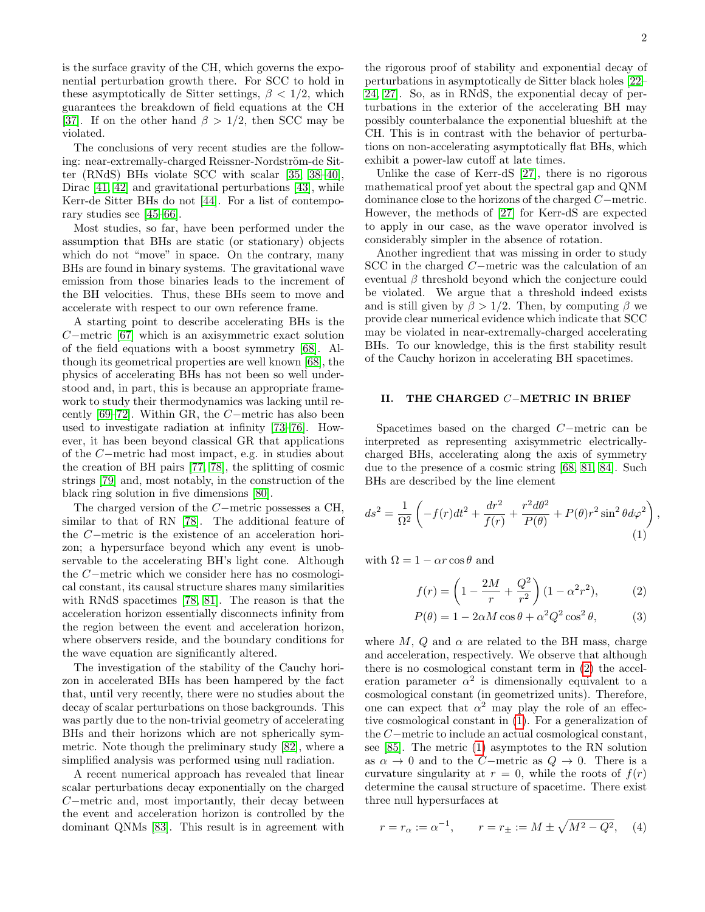is the surface gravity of the CH, which governs the exponential perturbation growth there. For SCC to hold in these asymptotically de Sitter settings, $\beta < 1/2$, which guarantees the breakdown of field equations at the CH [37]. If on the other hand $\beta > 1/2$, then SCC may be violated.

The conclusions of very recent studies are the following: near-extremally-charged Reissner-Nordström-de Sitter (RNdS) BHs violate SCC with scalar [35, 38–40], Dirac [41, 42] and gravitational perturbations [43], while Kerr-de Sitter BHs do not [44]. For a list of contemporary studies see [45–66].

Most studies, so far, have been performed under the assumption that BHs are static (or stationary) objects which do not "move" in space. On the contrary, many BHs are found in binary systems. The gravitational wave emission from those binaries leads to the increment of the BH velocities. Thus, these BHs seem to move and accelerate with respect to our own reference frame.

A starting point to describe accelerating BHs is the $C-$metric [67] which is an axisymmetric exact solution of the field equations with a boost symmetry [68]. Although its geometrical properties are well known [68], the physics of accelerating BHs has not been so well understood and, in part, this is because an appropriate framework to study their thermodynamics was lacking until recently [69–72]. Within GR, the $C-$metric has also been used to investigate radiation at infinity [73–76]. However, it has been beyond classical GR that applications of the $C-$metric had most impact, e.g. in studies about the creation of BH pairs [77, 78], the splitting of cosmic strings [79] and, most notably, in the construction of the black ring solution in five dimensions [80].

The charged version of the $C-$metric possesses a CH, similar to that of RN [78]. The additional feature of the $C-$metric is the existence of an acceleration horizon; a hypersurface beyond which any event is unobservable to the accelerating BH's light cone. Although the $C-$metric which we consider here has no cosmological constant, its causal structure shares many similarities with RNdS spacetimes [78, 81]. The reason is that the acceleration horizon essentially disconnects infinity from the region between the event and acceleration horizon, where observers reside, and the boundary conditions for the wave equation are significantly altered.

The investigation of the stability of the Cauchy horizon in accelerated BHs has been hampered by the fact that, until very recently, there were no studies about the decay of scalar perturbations on those backgrounds. This was partly due to the non-trivial geometry of accelerating BHs and their horizons which are not spherically symmetric. Note though the preliminary study [82], where a simplified analysis was performed using null radiation.

A recent numerical approach has revealed that linear scalar perturbations decay exponentially on the charged $C-$metric and, most importantly, their decay between the event and acceleration horizon is controlled by the dominant QNMs [83]. This result is in agreement with the rigorous proof of stability and exponential decay of perturbations in asymptotically de Sitter black holes [22–24, 27]. So, as in RNdS, the exponential decay of perturbations in the exterior of the accelerating BH may possibly counterbalance the exponential blueshift at the CH. This is in contrast with the behavior of perturbations on non-accelerating asymptotically flat BHs, which exhibit a power-law cutoff at late times.

Unlike the case of Kerr-dS [27], there is no rigorous mathematical proof yet about the spectral gap and QNM dominance close to the horizons of the charged $C-$metric. However, the methods of [27] for Kerr-dS are expected to apply in our case, as the wave operator involved is considerably simpler in the absence of rotation.

Another ingredient that was missing in order to study SCC in the charged $C-$metric was the calculation of an eventual $\beta$ threshold beyond which the conjecture could be violated. We argue that a threshold indeed exists and is still given by $\beta > 1/2$. Then, by computing $\beta$ we provide clear numerical evidence which indicate that SCC may be violated in near-extremally-charged accelerating BHs. To our knowledge, this is the first stability result of the Cauchy horizon in accelerating BH spacetimes.

## II. THE CHARGED $C-$METRIC IN BRIEF

Spacetimes based on the charged $C-$metric can be interpreted as representing axisymmetric electrically-charged BHs, accelerating along the axis of symmetry due to the presence of a cosmic string [68, 81, 84]. Such BHs are described by the line element

$$ds^2 = \frac{1}{\Omega^2}\left(-f(r)dt^2 + \frac{dr^2}{f(r)} + \frac{r^2 d\theta^2}{P(\theta)} + P(\theta) r^2 \sin^2\theta d\varphi^2\right), \quad (1)$$

with $\Omega = 1 - \alpha r \cos\theta$ and

$$f(r) = \left(1 - \frac{2M}{r} + \frac{Q^2}{r^2}\right)(1 - \alpha^2 r^2), \quad (2)$$

$$P(\theta) = 1 - 2\alpha M \cos\theta + \alpha^2 Q^2 \cos^2\theta, \quad (3)$$

where $M$, $Q$ and $\alpha$ are related to the BH mass, charge and acceleration, respectively. We observe that although there is no cosmological constant term in (2) the acceleration parameter $\alpha^2$ is dimensionally equivalent to a cosmological constant (in geometrized units). Therefore, one can expect that $\alpha^2$ may play the role of an effective cosmological constant in (1). For a generalization of the $C-$metric to include an actual cosmological constant, see [85]. The metric (1) asymptotes to the RN solution as $\alpha \to 0$ and to the $C-$metric as $Q \to 0$. There is a curvature singularity at $r = 0$, while the roots of $f(r)$ determine the causal structure of spacetime. There exist three null hypersurfaces at

$$r = r_\alpha := \alpha^{-1}, \qquad r = r_\pm := M \pm \sqrt{M^2 - Q^2}, \quad (4)$$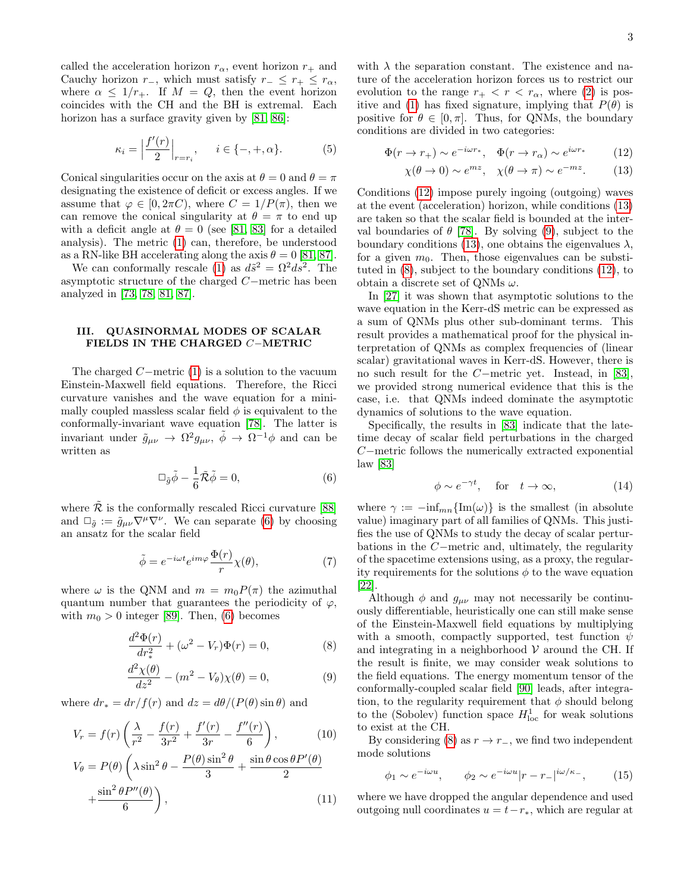called the acceleration horizon $r_\alpha$, event horizon $r_+$ and Cauchy horizon $r_-$, which must satisfy $r_- \le r_+ \le r_\alpha$, where $\alpha \le 1/r_+$. If $M = Q$, then the event horizon coincides with the CH and the BH is extremal. Each horizon has a surface gravity given by [81, 86]:

$$\kappa_i = \Big|\frac{f'(r)}{2}\Big|_{r=r_i}, \qquad i \in \{-,+,\alpha\}. \tag{5}$$

Conical singularities occur on the axis at $\theta = 0$ and $\theta = \pi$ designating the existence of deficit or excess angles. If we assume that $\varphi \in [0, 2\pi C)$, where $C = 1/P(\pi)$, then we can remove the conical singularity at $\theta = \pi$ to end up with a deficit angle at $\theta = 0$ (see [81, 83] for a detailed analysis). The metric (1) can, therefore, be understood as a RN-like BH accelerating along the axis $\theta = 0$ [81, 87].

We can conformally rescale (1) as $d\tilde{s}^2 = \Omega^2 ds^2$. The asymptotic structure of the charged $C-$metric has been analyzed in [73, 78, 81, 87].

## III. QUASINORMAL MODES OF SCALAR FIELDS IN THE CHARGED $C-$METRIC

The charged $C-$metric (1) is a solution to the vacuum Einstein-Maxwell field equations. Therefore, the Ricci curvature vanishes and the wave equation for a minimally coupled massless scalar field $\phi$ is equivalent to the conformally-invariant wave equation [78]. The latter is invariant under $\tilde{g}_{\mu\nu} \to \Omega^2 g_{\mu\nu}$, $\tilde{\phi} \to \Omega^{-1}\phi$ and can be written as

$$\Box_{\tilde{g}}\tilde{\phi} - \frac{1}{6}\tilde{\mathcal{R}}\tilde{\phi} = 0, \tag{6}$$

where $\tilde{\mathcal{R}}$ is the conformally rescaled Ricci curvature [88] and $\Box_{\tilde{g}} := \tilde{g}_{\mu\nu}\nabla^\mu\nabla^\nu$. We can separate (6) by choosing an ansatz for the scalar field

$$\tilde{\phi} = e^{-i\omega t} e^{im\varphi}\frac{\Phi(r)}{r}\chi(\theta), \tag{7}$$

where $\omega$ is the QNM and $m = m_0 P(\pi)$ the azimuthal quantum number that guarantees the periodicity of $\varphi$, with $m_0 > 0$ integer [89]. Then, (6) becomes

$$\frac{d^2\Phi(r)}{dr_*^2} + (\omega^2 - V_r)\Phi(r) = 0, \tag{8}$$

$$\frac{d^2\chi(\theta)}{dz^2} - (m^2 - V_\theta)\chi(\theta) = 0, \tag{9}$$

where $dr_* = dr/f(r)$ and $dz = d\theta/(P(\theta)\sin\theta)$ and

$$V_r = f(r)\left(\frac{\lambda}{r^2} - \frac{f(r)}{3r^2} + \frac{f'(r)}{3r} - \frac{f''(r)}{6}\right), \tag{10}$$

$$V_\theta = P(\theta)\left(\lambda\sin^2\theta - \frac{P(\theta)\sin^2\theta}{3} + \frac{\sin\theta\cos\theta P'(\theta)}{2} + \frac{\sin^2\theta P''(\theta)}{6}\right), \tag{11}$$

with $\lambda$ the separation constant. The existence and nature of the acceleration horizon forces us to restrict our evolution to the range $r_+ < r < r_\alpha$, where (2) is positive and (1) has fixed signature, implying that $P(\theta)$ is positive for $\theta \in [0,\pi]$. Thus, for QNMs, the boundary conditions are divided in two categories:

$$\Phi(r \to r_+) \sim e^{-i\omega r_*}, \quad \Phi(r \to r_\alpha) \sim e^{i\omega r_*} \tag{12}$$

$$\chi(\theta \to 0) \sim e^{mz}, \quad \chi(\theta \to \pi) \sim e^{-mz}. \tag{13}$$

Conditions (12) impose purely ingoing (outgoing) waves at the event (acceleration) horizon, while conditions (13) are taken so that the scalar field is bounded at the interval boundaries of $\theta$ [78]. By solving (9), subject to the boundary conditions (13), one obtains the eigenvalues $\lambda$, for a given $m_0$. Then, those eigenvalues can be substituted in (8), subject to the boundary conditions (12), to obtain a discrete set of QNMs $\omega$.

In [27] it was shown that asymptotic solutions to the wave equation in the Kerr-dS metric can be expressed as a sum of QNMs plus other sub-dominant terms. This result provides a mathematical proof for the physical interpretation of QNMs as complex frequencies of (linear scalar) gravitational waves in Kerr-dS. However, there is no such result for the $C-$metric yet. Instead, in [83], we provided strong numerical evidence that this is the case, i.e. that QNMs indeed dominate the asymptotic dynamics of solutions to the wave equation.

Specifically, the results in [83] indicate that the late-time decay of scalar field perturbations in the charged $C-$metric follows the numerically extracted exponential law [83]

$$\phi \sim e^{-\gamma t}, \quad \text{for} \quad t \to \infty, \tag{14}$$

where $\gamma := -\inf_{mn}\{\text{Im}(\omega)\}$ is the smallest (in absolute value) imaginary part of all families of QNMs. This justifies the use of QNMs to study the decay of scalar perturbations in the $C-$metric and, ultimately, the regularity of the spacetime extensions using, as a proxy, the regularity requirements for the solutions $\phi$ to the wave equation [22].

Although $\phi$ and $g_{\mu\nu}$ may not be continuously differentiable, heuristically one can still make sense of the Einstein-Maxwell field equations by multiplying with a smooth, compactly supported, test function $\psi$ and integrating in a neighborhood $\mathcal{V}$ around the CH. If the result is finite, we may consider weak solutions to the field equations. The energy momentum tensor of the conformally-coupled scalar field [90] leads, after integration, to the regularity requirement that $\phi$ should belong to the (Sobolev) function space $H^1_{\text{loc}}$ for weak solutions to exist at the CH.

By considering (8) as $r \to r_-$, we find two independent mode solutions

$$\phi_1 \sim e^{-i\omega u}, \qquad \phi_2 \sim e^{-i\omega u}|r - r_-|^{i\omega/\kappa_-}, \tag{15}$$

where we have dropped the angular dependence and used outgoing null coordinates $u = t - r_*$, which are regular at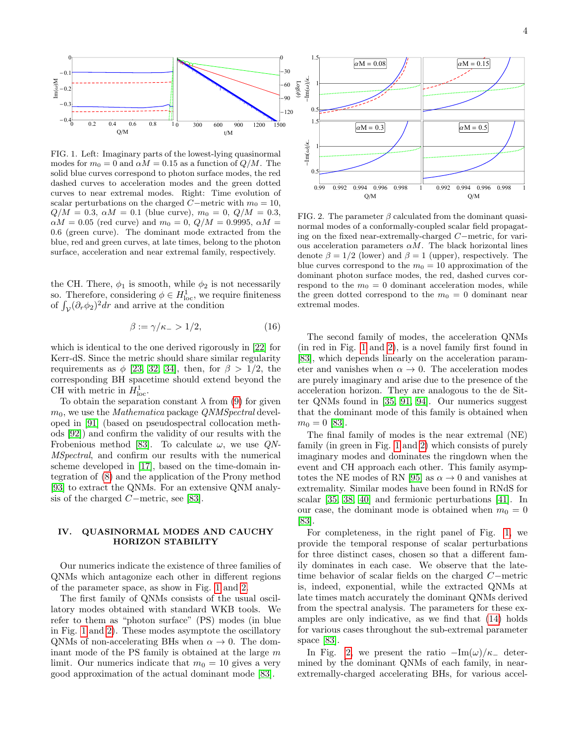FIG. 1. Left: Imaginary parts of the lowest-lying quasinormal modes for $m_0 = 0$ and $\alpha M = 0.15$ as a function of $Q/M$. The solid blue curves correspond to photon surface modes, the red dashed curves to acceleration modes and the green dotted curves to near extremal modes. Right: Time evolution of scalar perturbations on the charged $C-$metric with $m_0 = 10$, $Q/M = 0.3$, $\alpha M = 0.1$ (blue curve), $m_0 = 0$, $Q/M = 0.3$, $\alpha M = 0.05$ (red curve) and $m_0 = 0$, $Q/M = 0.9995$, $\alpha M = 0.6$ (green curve). The dominant mode extracted from the blue, red and green curves, at late times, belong to the photon surface, acceleration and near extremal family, respectively.

FIG. 2. The parameter $\beta$ calculated from the dominant quasinormal modes of a conformally-coupled scalar field propagating on the fixed near-extremally-charged $C-$metric, for various acceleration parameters $\alpha M$. The black horizontal lines denote $\beta = 1/2$ (lower) and $\beta = 1$ (upper), respectively. The blue curves correspond to the $m_0 = 10$ approximation of the dominant photon surface modes, the red, dashed curves correspond to the $m_0 = 0$ dominant acceleration modes, while the green dotted correspond to the $m_0 = 0$ dominant near extremal modes.

the CH. There, $\phi_1$ is smooth, while $\phi_2$ is not necessarily so. Therefore, considering $\phi \in H^1_{\text{loc}}$, we require finiteness of $\int_{\mathcal{V}} (\partial_r \phi_2)^2 dr$ and arrive at the condition

$$\beta := \gamma/\kappa_- > 1/2, \tag{16}$$

which is identical to the one derived rigorously in [22] for Kerr-dS. Since the metric should share similar regularity requirements as $\phi$ [23, 32, 34], then, for $\beta > 1/2$, the corresponding BH spacetime should extend beyond the CH with metric in $H^1_{\text{loc}}$.

To obtain the separation constant $\lambda$ from (9) for given $m_0$, we use the *Mathematica* package *QNMSpectral* developed in [91] (based on pseudospectral collocation methods [92]) and confirm the validity of our results with the Frobenious method [83]. To calculate $\omega$, we use *QNMSpectral*, and confirm our results with the numerical scheme developed in [17], based on the time-domain integration of (8) and the application of the Prony method [93] to extract the QNMs. For an extensive QNM analysis of the charged $C-$metric, see [83].

## IV. QUASINORMAL MODES AND CAUCHY HORIZON STABILITY

Our numerics indicate the existence of three families of QNMs which antagonize each other in different regions of the parameter space, as show in Fig. 1 and 2.

The first family of QNMs consists of the usual oscillatory modes obtained with standard WKB tools. We refer to them as "photon surface" (PS) modes (in blue in Fig. 1 and 2). These modes asymptote the oscillatory QNMs of non-accelerating BHs when $\alpha \to 0$. The dominant mode of the PS family is obtained at the large $m$ limit. Our numerics indicate that $m_0 = 10$ gives a very good approximation of the actual dominant mode [83].

The second family of modes, the acceleration QNMs (in red in Fig. 1 and 2), is a novel family first found in [83], which depends linearly on the acceleration parameter and vanishes when $\alpha \to 0$. The acceleration modes are purely imaginary and arise due to the presence of the acceleration horizon. They are analogous to the de Sitter QNMs found in [35, 91, 94]. Our numerics suggest that the dominant mode of this family is obtained when $m_0 = 0$ [83].

The final family of modes is the near extremal (NE) family (in green in Fig. 1 and 2) which consists of purely imaginary modes and dominates the ringdown when the event and CH approach each other. This family asymptotes the NE modes of RN [95] as $\alpha \to 0$ and vanishes at extremality. Similar modes have been found in RNdS for scalar [35, 38, 40] and fermionic perturbations [41]. In our case, the dominant mode is obtained when $m_0 = 0$ [83].

For completeness, in the right panel of Fig. 1, we provide the temporal response of scalar perturbations for three distinct cases, chosen so that a different family dominates in each case. We observe that the late-time behavior of scalar fields on the charged $C-$metric is, indeed, exponential, while the extracted QNMs at late times match accurately the dominant QNMs derived from the spectral analysis. The parameters for these examples are only indicative, as we find that (14) holds for various cases throughout the sub-extremal parameter space [83].

In Fig. 2, we present the ratio $-\text{Im}(\omega)/\kappa_-$ determined by the dominant QNMs of each family, in near-extremally-charged accelerating BHs, for various accel-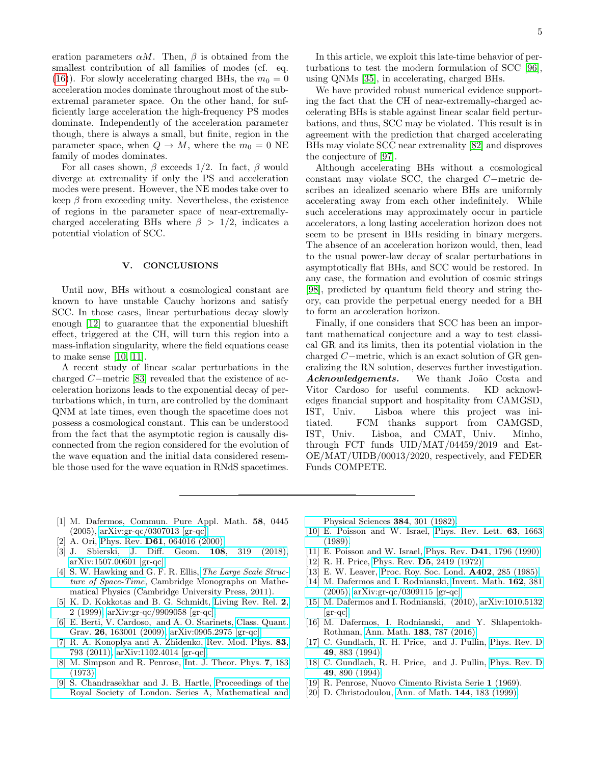eration parameters $\alpha M$. Then, $\beta$ is obtained from the smallest contribution of all families of modes (cf. eq. (16)). For slowly accelerating charged BHs, the $m_0 = 0$ acceleration modes dominate throughout most of the sub-extremal parameter space. On the other hand, for sufficiently large acceleration the high-frequency PS modes dominate. Independently of the acceleration parameter though, there is always a small, but finite, region in the parameter space, when $Q \to M$, where the $m_0 = 0$ NE family of modes dominates.

For all cases shown, $\beta$ exceeds 1/2. In fact, $\beta$ would diverge at extremality if only the PS and acceleration modes were present. However, the NE modes take over to keep $\beta$ from exceeding unity. Nevertheless, the existence of regions in the parameter space of near-extremally-charged accelerating BHs where $\beta > 1/2$, indicates a potential violation of SCC.

## V. CONCLUSIONS

Until now, BHs without a cosmological constant are known to have unstable Cauchy horizons and satisfy SCC. In those cases, linear perturbations decay slowly enough [12] to guarantee that the exponential blueshift effect, triggered at the CH, will turn this region into a mass-inflation singularity, where the field equations cease to make sense [10, 11].

A recent study of linear scalar perturbations in the charged $C-$metric [83] revealed that the existence of acceleration horizons leads to the exponential decay of perturbations which, in turn, are controlled by the dominant QNM at late times, even though the spacetime does not possess a cosmological constant. This can be understood from the fact that the asymptotic region is causally disconnected from the region considered for the evolution of the wave equation and the initial data considered resemble those used for the wave equation in RNdS spacetimes.

In this article, we exploit this late-time behavior of perturbations to test the modern formulation of SCC [96], using QNMs [35], in accelerating, charged BHs.

We have provided robust numerical evidence supporting the fact that the CH of near-extremally-charged accelerating BHs is stable against linear scalar field perturbations, and thus, SCC may be violated. This result is in agreement with the prediction that charged accelerating BHs may violate SCC near extremality [82] and disproves the conjecture of [97].

Although accelerating BHs without a cosmological constant may violate SCC, the charged $C-$metric describes an idealized scenario where BHs are uniformly accelerating away from each other indefinitely. While such accelerations may approximately occur in particle accelerators, a long lasting acceleration horizon does not seem to be present in BHs residing in binary mergers. The absence of an acceleration horizon would, then, lead to the usual power-law decay of scalar perturbations in asymptotically flat BHs, and SCC would be restored. In any case, the formation and evolution of cosmic strings [98], predicted by quantum field theory and string theory, can provide the perpetual energy needed for a BH to form an acceleration horizon.

Finally, if one considers that SCC has been an important mathematical conjecture and a way to test classical GR and its limits, then its potential violation in the charged $C-$metric, which is an exact solution of GR generalizing the RN solution, deserves further investigation.

***Acknowledgements.*** We thank João Costa and Vitor Cardoso for useful comments. KD acknowledges financial support and hospitality from CAMGSD, IST, Univ. Lisboa where this project was initiated. FCM thanks support from CAMGSD, IST, Univ. Lisboa, and CMAT, Univ. Minho, through FCT funds UID/MAT/04459/2019 and Est-OE/MAT/UIDB/00013/2020, respectively, and FEDER Funds COMPETE.

---

[1] M. Dafermos, Commun. Pure Appl. Math. **58**, 0445 (2005), arXiv:gr-qc/0307013 [gr-qc].
[2] A. Ori, Phys. Rev. **D61**, 064016 (2000).
[3] J. Sbierski, J. Diff. Geom. **108**, 319 (2018), arXiv:1507.00601 [gr-qc].
[4] S. W. Hawking and G. F. R. Ellis, *The Large Scale Structure of Space-Time*, Cambridge Monographs on Mathematical Physics (Cambridge University Press, 2011).
[5] K. D. Kokkotas and B. G. Schmidt, Living Rev. Rel. **2**, 2 (1999), arXiv:gr-qc/9909058 [gr-qc].
[6] E. Berti, V. Cardoso, and A. O. Starinets, Class. Quant. Grav. **26**, 163001 (2009), arXiv:0905.2975 [gr-qc].
[7] R. A. Konoplya and A. Zhidenko, Rev. Mod. Phys. **83**, 793 (2011), arXiv:1102.4014 [gr-qc].
[8] M. Simpson and R. Penrose, Int. J. Theor. Phys. **7**, 183 (1973).
[9] S. Chandrasekhar and J. B. Hartle, Proceedings of the Royal Society of London. Series A, Mathematical and Physical Sciences **384**, 301 (1982).
[10] E. Poisson and W. Israel, Phys. Rev. Lett. **63**, 1663 (1989).
[11] E. Poisson and W. Israel, Phys. Rev. **D41**, 1796 (1990).
[12] R. H. Price, Phys. Rev. **D5**, 2419 (1972).
[13] E. W. Leaver, Proc. Roy. Soc. Lond. **A402**, 285 (1985).
[14] M. Dafermos and I. Rodnianski, Invent. Math. **162**, 381 (2005), arXiv:gr-qc/0309115 [gr-qc].
[15] M. Dafermos and I. Rodnianski, (2010), arXiv:1010.5132 [gr-qc].
[16] M. Dafermos, I. Rodnianski, and Y. Shlapentokh-Rothman, Ann. Math. **183**, 787 (2016).
[17] C. Gundlach, R. H. Price, and J. Pullin, Phys. Rev. D **49**, 883 (1994).
[18] C. Gundlach, R. H. Price, and J. Pullin, Phys. Rev. D **49**, 890 (1994).
[19] R. Penrose, Nuovo Cimento Rivista Serie **1** (1969).
[20] D. Christodoulou, Ann. of Math. **144**, 183 (1999).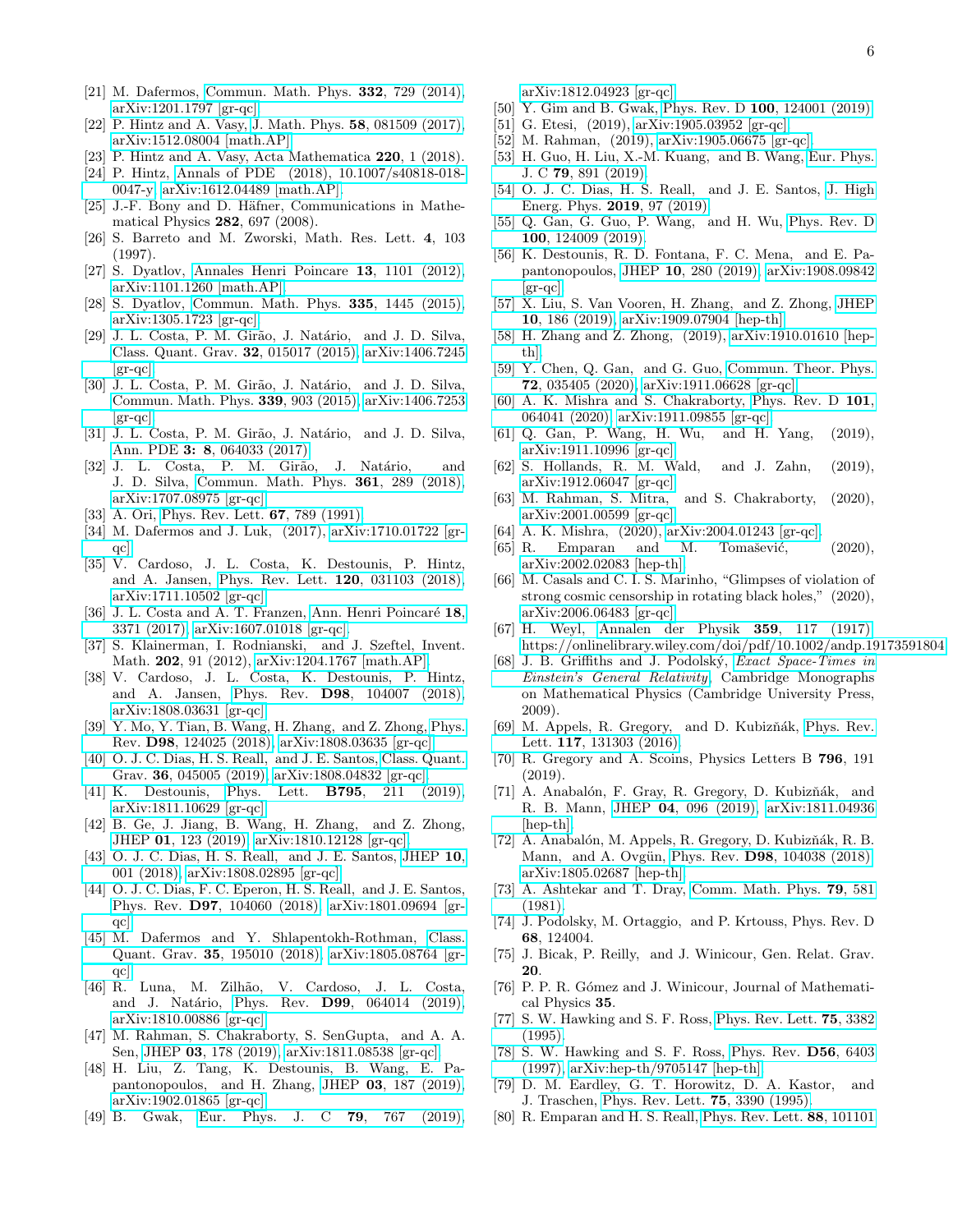[21] M. Dafermos, Commun. Math. Phys. **332**, 729 (2014), arXiv:1201.1797 [gr-qc].

[22] P. Hintz and A. Vasy, J. Math. Phys. **58**, 081509 (2017), arXiv:1512.08004 [math.AP].

[23] P. Hintz and A. Vasy, Acta Mathematica **220**, 1 (2018).

[24] P. Hintz, Annals of PDE (2018), 10.1007/s40818-018-0047-y, arXiv:1612.04489 [math.AP].

[25] J.-F. Bony and D. Häfner, Communications in Mathematical Physics **282**, 697 (2008).

[26] S. Barreto and M. Zworski, Math. Res. Lett. **4**, 103 (1997).

[27] S. Dyatlov, Annales Henri Poincare **13**, 1101 (2012), arXiv:1101.1260 [math.AP].

[28] S. Dyatlov, Commun. Math. Phys. **335**, 1445 (2015), arXiv:1305.1723 [gr-qc].

[29] J. L. Costa, P. M. Girão, J. Natário, and J. D. Silva, Class. Quant. Grav. **32**, 015017 (2015), arXiv:1406.7245 [gr-qc].

[30] J. L. Costa, P. M. Girão, J. Natário, and J. D. Silva, Commun. Math. Phys. **339**, 903 (2015), arXiv:1406.7253 [gr-qc].

[31] J. L. Costa, P. M. Girão, J. Natário, and J. D. Silva, Ann. PDE **3: 8**, 064033 (2017).

[32] J. L. Costa, P. M. Girão, J. Natário, and J. D. Silva, Commun. Math. Phys. **361**, 289 (2018), arXiv:1707.08975 [gr-qc].

[33] A. Ori, Phys. Rev. Lett. **67**, 789 (1991).

[34] M. Dafermos and J. Luk, (2017), arXiv:1710.01722 [gr-qc].

[35] V. Cardoso, J. L. Costa, K. Destounis, P. Hintz, and A. Jansen, Phys. Rev. Lett. **120**, 031103 (2018), arXiv:1711.10502 [gr-qc].

[36] J. L. Costa and A. T. Franzen, Ann. Henri Poincaré **18**, 3371 (2017), arXiv:1607.01018 [gr-qc].

[37] S. Klainerman, I. Rodnianski, and J. Szeftel, Invent. Math. **202**, 91 (2012), arXiv:1204.1767 [math.AP].

[38] V. Cardoso, J. L. Costa, K. Destounis, P. Hintz, and A. Jansen, Phys. Rev. **D98**, 104007 (2018), arXiv:1808.03631 [gr-qc].

[39] Y. Mo, Y. Tian, B. Wang, H. Zhang, and Z. Zhong, Phys. Rev. **D98**, 124025 (2018), arXiv:1808.03635 [gr-qc].

[40] O. J. C. Dias, H. S. Reall, and J. E. Santos, Class. Quant. Grav. **36**, 045005 (2019), arXiv:1808.04832 [gr-qc].

[41] K. Destounis, Phys. Lett. **B795**, 211 (2019), arXiv:1811.10629 [gr-qc].

[42] B. Ge, J. Jiang, B. Wang, H. Zhang, and Z. Zhong, JHEP **01**, 123 (2019), arXiv:1810.12128 [gr-qc].

[43] O. J. C. Dias, H. S. Reall, and J. E. Santos, JHEP **10**, 001 (2018), arXiv:1808.02895 [gr-qc].

[44] O. J. C. Dias, F. C. Eperon, H. S. Reall, and J. E. Santos, Phys. Rev. **D97**, 104060 (2018), arXiv:1801.09694 [gr-qc].

[45] M. Dafermos and Y. Shlapentokh-Rothman, Class. Quant. Grav. **35**, 195010 (2018), arXiv:1805.08764 [gr-qc].

[46] R. Luna, M. Zilhão, V. Cardoso, J. L. Costa, and J. Natário, Phys. Rev. **D99**, 064014 (2019), arXiv:1810.00886 [gr-qc].

[47] M. Rahman, S. Chakraborty, S. SenGupta, and A. A. Sen, JHEP **03**, 178 (2019), arXiv:1811.08538 [gr-qc].

[48] H. Liu, Z. Tang, K. Destounis, B. Wang, E. Papantonopoulos, and H. Zhang, JHEP **03**, 187 (2019), arXiv:1902.01865 [gr-qc].

[49] B. Gwak, Eur. Phys. J. C **79**, 767 (2019), arXiv:1812.04923 [gr-qc].

[50] Y. Gim and B. Gwak, Phys. Rev. D **100**, 124001 (2019).

[51] G. Etesi, (2019), arXiv:1905.03952 [gr-qc].

[52] M. Rahman, (2019), arXiv:1905.06675 [gr-qc].

[53] H. Guo, H. Liu, X.-M. Kuang, and B. Wang, Eur. Phys. J. C **79**, 891 (2019).

[54] O. J. C. Dias, H. S. Reall, and J. E. Santos, J. High Energ. Phys. **2019**, 97 (2019).

[55] Q. Gan, G. Guo, P. Wang, and H. Wu, Phys. Rev. D **100**, 124009 (2019).

[56] K. Destounis, R. D. Fontana, F. C. Mena, and E. Papantonopoulos, JHEP **10**, 280 (2019), arXiv:1908.09842 [gr-qc].

[57] X. Liu, S. Van Vooren, H. Zhang, and Z. Zhong, JHEP **10**, 186 (2019), arXiv:1909.07904 [hep-th].

[58] H. Zhang and Z. Zhong, (2019), arXiv:1910.01610 [hep-th].

[59] Y. Chen, Q. Gan, and G. Guo, Commun. Theor. Phys. **72**, 035405 (2020), arXiv:1911.06628 [gr-qc].

[60] A. K. Mishra and S. Chakraborty, Phys. Rev. D **101**, 064041 (2020), arXiv:1911.09855 [gr-qc].

[61] Q. Gan, P. Wang, H. Wu, and H. Yang, (2019), arXiv:1911.10996 [gr-qc].

[62] S. Hollands, R. M. Wald, and J. Zahn, (2019), arXiv:1912.06047 [gr-qc].

[63] M. Rahman, S. Mitra, and S. Chakraborty, (2020), arXiv:2001.00599 [gr-qc].

[64] A. K. Mishra, (2020), arXiv:2004.01243 [gr-qc].

[65] R. Emparan and M. Tomašević, (2020), arXiv:2002.02083 [hep-th].

[66] M. Casals and C. I. S. Marinho, "Glimpses of violation of strong cosmic censorship in rotating black holes," (2020), arXiv:2006.06483 [gr-qc].

[67] H. Weyl, Annalen der Physik **359**, 117 (1917), https://onlinelibrary.wiley.com/doi/pdf/10.1002/andp.19173591804.

[68] J. B. Griffiths and J. Podolský, *Exact Space-Times in Einstein's General Relativity*, Cambridge Monographs on Mathematical Physics (Cambridge University Press, 2009).

[69] M. Appels, R. Gregory, and D. Kubizňák, Phys. Rev. Lett. **117**, 131303 (2016).

[70] R. Gregory and A. Scoins, Physics Letters B **796**, 191 (2019).

[71] A. Anabalón, F. Gray, R. Gregory, D. Kubizňák, and R. B. Mann, JHEP **04**, 096 (2019), arXiv:1811.04936 [hep-th].

[72] A. Anabalón, M. Appels, R. Gregory, D. Kubizňák, R. B. Mann, and A. Ovgün, Phys. Rev. **D98**, 104038 (2018), arXiv:1805.02687 [hep-th].

[73] A. Ashtekar and T. Dray, Comm. Math. Phys. **79**, 581 (1981).

[74] J. Podolsky, M. Ortaggio, and P. Krtouss, Phys. Rev. D **68**, 124004.

[75] J. Bicak, P. Reilly, and J. Winicour, Gen. Relat. Grav. **20**.

[76] P. P. R. Gómez and J. Winicour, Journal of Mathematical Physics **35**.

[77] S. W. Hawking and S. F. Ross, Phys. Rev. Lett. **75**, 3382 (1995).

[78] S. W. Hawking and S. F. Ross, Phys. Rev. **D56**, 6403 (1997), arXiv:hep-th/9705147 [hep-th].

[79] D. M. Eardley, G. T. Horowitz, D. A. Kastor, and J. Traschen, Phys. Rev. Lett. **75**, 3390 (1995).

[80] R. Emparan and H. S. Reall, Phys. Rev. Lett. **88**, 101101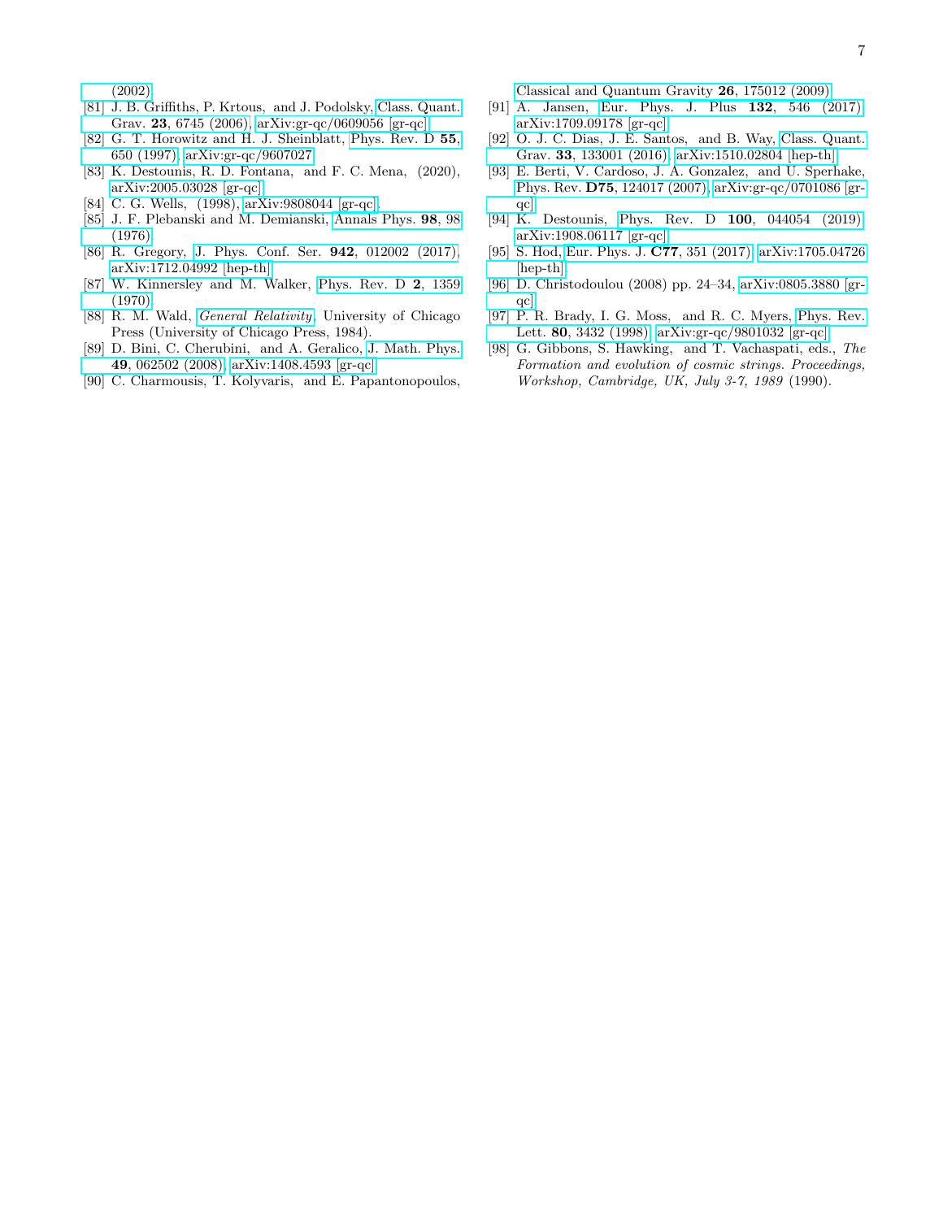(2002).

[81] J. B. Griffiths, P. Krtous, and J. Podolsky, Class. Quant. Grav. **23**, 6745 (2006), arXiv:gr-qc/0609056 [gr-qc].

[82] G. T. Horowitz and H. J. Sheinblatt, Phys. Rev. D **55**, 650 (1997), arXiv:gr-qc/9607027.

[83] K. Destounis, R. D. Fontana, and F. C. Mena, (2020), arXiv:2005.03028 [gr-qc].

[84] C. G. Wells, (1998), arXiv:9808044 [gr-qc].

[85] J. F. Plebanski and M. Demianski, Annals Phys. **98**, 98 (1976).

[86] R. Gregory, J. Phys. Conf. Ser. **942**, 012002 (2017), arXiv:1712.04992 [hep-th].

[87] W. Kinnersley and M. Walker, Phys. Rev. D **2**, 1359 (1970).

[88] R. M. Wald, *General Relativity*, University of Chicago Press (University of Chicago Press, 1984).

[89] D. Bini, C. Cherubini, and A. Geralico, J. Math. Phys. **49**, 062502 (2008), arXiv:1408.4593 [gr-qc].

[90] C. Charmousis, T. Kolyvaris, and E. Papantonopoulos, Classical and Quantum Gravity **26**, 175012 (2009).

[91] A. Jansen, Eur. Phys. J. Plus **132**, 546 (2017), arXiv:1709.09178 [gr-qc].

[92] O. J. C. Dias, J. E. Santos, and B. Way, Class. Quant. Grav. **33**, 133001 (2016), arXiv:1510.02804 [hep-th].

[93] E. Berti, V. Cardoso, J. A. Gonzalez, and U. Sperhake, Phys. Rev. **D75**, 124017 (2007), arXiv:gr-qc/0701086 [gr-qc].

[94] K. Destounis, Phys. Rev. D **100**, 044054 (2019), arXiv:1908.06117 [gr-qc].

[95] S. Hod, Eur. Phys. J. **C77**, 351 (2017), arXiv:1705.04726 [hep-th].

[96] D. Christodoulou (2008) pp. 24–34, arXiv:0805.3880 [gr-qc].

[97] P. R. Brady, I. G. Moss, and R. C. Myers, Phys. Rev. Lett. **80**, 3432 (1998), arXiv:gr-qc/9801032 [gr-qc].

[98] G. Gibbons, S. Hawking, and T. Vachaspati, eds., *The Formation and evolution of cosmic strings. Proceedings, Workshop, Cambridge, UK, July 3-7, 1989* (1990).